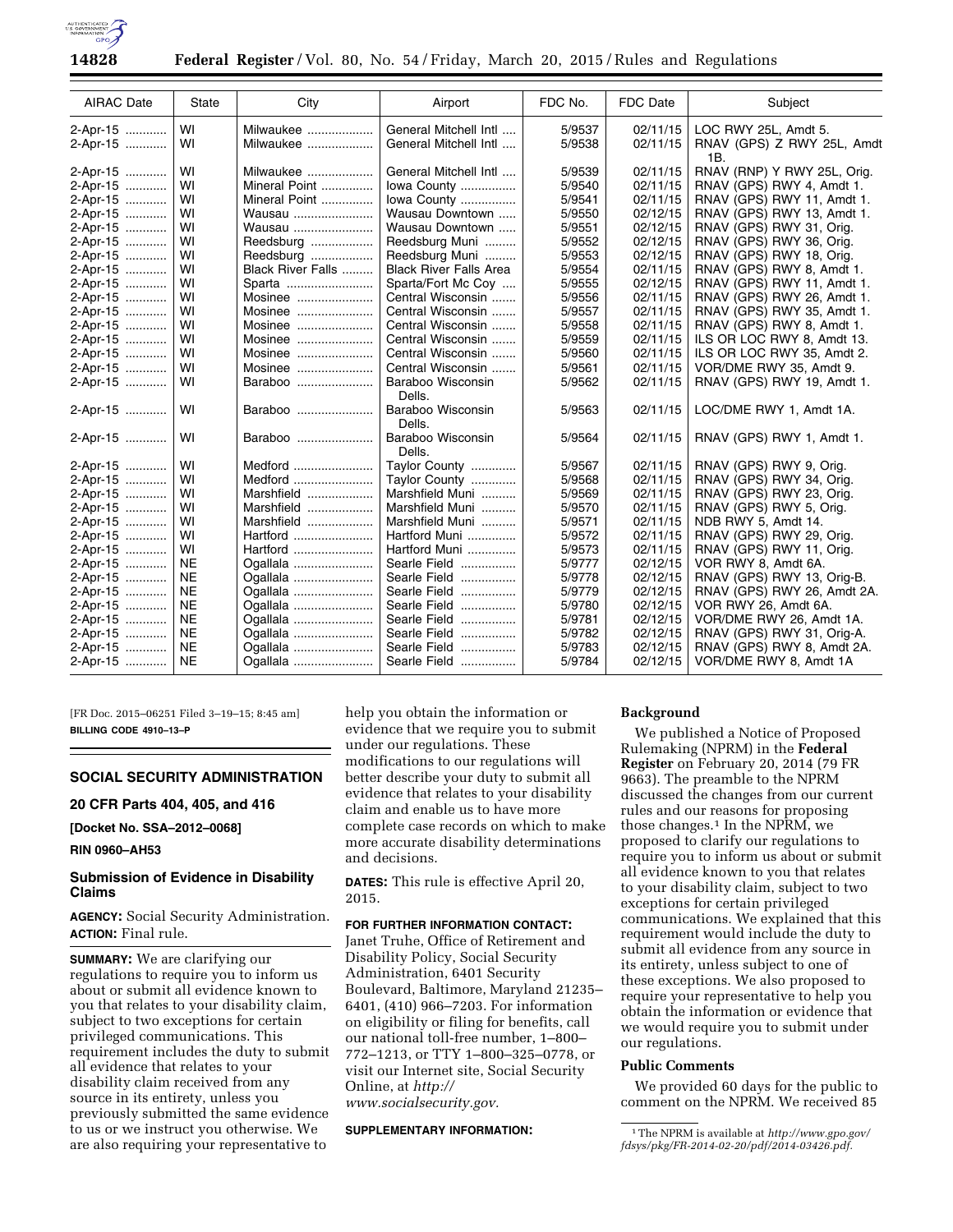| AIRAC Date | State | City | Airport | FDC No. | FDC Date | Subject |
|---|---|---|---|---|---|---|
| 2-Apr-15 | WI | Milwaukee | General Mitchell Intl | 5/9537 | 02/11/15 | LOC RWY 25L, Amdt 5. |
| 2-Apr-15 | WI | Milwaukee | General Mitchell Intl | 5/9538 | 02/11/15 | RNAV (GPS) Z RWY 25L, Amdt 1B. |
| 2-Apr-15 | WI | Milwaukee | General Mitchell Intl | 5/9539 | 02/11/15 | RNAV (RNP) Y RWY 25L, Orig. |
| 2-Apr-15 | WI | Mineral Point | Iowa County | 5/9540 | 02/11/15 | RNAV (GPS) RWY 4, Amdt 1. |
| 2-Apr-15 | WI | Mineral Point | Iowa County | 5/9541 | 02/11/15 | RNAV (GPS) RWY 11, Amdt 1. |
| 2-Apr-15 | WI | Wausau | Wausau Downtown | 5/9550 | 02/12/15 | RNAV (GPS) RWY 13, Amdt 1. |
| 2-Apr-15 | WI | Wausau | Wausau Downtown | 5/9551 | 02/12/15 | RNAV (GPS) RWY 31, Orig. |
| 2-Apr-15 | WI | Reedsburg | Reedsburg Muni | 5/9552 | 02/12/15 | RNAV (GPS) RWY 36, Orig. |
| 2-Apr-15 | WI | Reedsburg | Reedsburg Muni | 5/9553 | 02/12/15 | RNAV (GPS) RWY 18, Orig. |
| 2-Apr-15 | WI | Black River Falls | Black River Falls Area | 5/9554 | 02/11/15 | RNAV (GPS) RWY 8, Amdt 1. |
| 2-Apr-15 | WI | Sparta | Sparta/Fort Mc Coy | 5/9555 | 02/12/15 | RNAV (GPS) RWY 11, Amdt 1. |
| 2-Apr-15 | WI | Mosinee | Central Wisconsin | 5/9556 | 02/11/15 | RNAV (GPS) RWY 26, Amdt 1. |
| 2-Apr-15 | WI | Mosinee | Central Wisconsin | 5/9557 | 02/11/15 | RNAV (GPS) RWY 35, Amdt 1. |
| 2-Apr-15 | WI | Mosinee | Central Wisconsin | 5/9558 | 02/11/15 | RNAV (GPS) RWY 8, Amdt 1. |
| 2-Apr-15 | WI | Mosinee | Central Wisconsin | 5/9559 | 02/11/15 | ILS OR LOC RWY 8, Amdt 13. |
| 2-Apr-15 | WI | Mosinee | Central Wisconsin | 5/9560 | 02/11/15 | ILS OR LOC RWY 35, Amdt 2. |
| 2-Apr-15 | WI | Mosinee | Central Wisconsin | 5/9561 | 02/11/15 | VOR/DME RWY 35, Amdt 9. |
| 2-Apr-15 | WI | Baraboo | Baraboo Wisconsin Dells. | 5/9562 | 02/11/15 | RNAV (GPS) RWY 19, Amdt 1. |
| 2-Apr-15 | WI | Baraboo | Baraboo Wisconsin Dells. | 5/9563 | 02/11/15 | LOC/DME RWY 1, Amdt 1A. |
| 2-Apr-15 | WI | Baraboo | Baraboo Wisconsin Dells. | 5/9564 | 02/11/15 | RNAV (GPS) RWY 1, Amdt 1. |
| 2-Apr-15 | WI | Medford | Taylor County | 5/9567 | 02/11/15 | RNAV (GPS) RWY 9, Orig. |
| 2-Apr-15 | WI | Medford | Taylor County | 5/9568 | 02/11/15 | RNAV (GPS) RWY 34, Orig. |
| 2-Apr-15 | WI | Marshfield | Marshfield Muni | 5/9569 | 02/11/15 | RNAV (GPS) RWY 23, Orig. |
| 2-Apr-15 | WI | Marshfield | Marshfield Muni | 5/9570 | 02/11/15 | RNAV (GPS) RWY 5, Orig. |
| 2-Apr-15 | WI | Marshfield | Marshfield Muni | 5/9571 | 02/11/15 | NDB RWY 5, Amdt 14. |
| 2-Apr-15 | WI | Hartford | Hartford Muni | 5/9572 | 02/11/15 | RNAV (GPS) RWY 29, Orig. |
| 2-Apr-15 | WI | Hartford | Hartford Muni | 5/9573 | 02/11/15 | RNAV (GPS) RWY 11, Orig. |
| 2-Apr-15 | NE | Ogallala | Searle Field | 5/9777 | 02/12/15 | VOR RWY 8, Amdt 6A. |
| 2-Apr-15 | NE | Ogallala | Searle Field | 5/9778 | 02/12/15 | RNAV (GPS) RWY 13, Orig-B. |
| 2-Apr-15 | NE | Ogallala | Searle Field | 5/9779 | 02/12/15 | RNAV (GPS) RWY 26, Amdt 2A. |
| 2-Apr-15 | NE | Ogallala | Searle Field | 5/9780 | 02/12/15 | VOR RWY 26, Amdt 6A. |
| 2-Apr-15 | NE | Ogallala | Searle Field | 5/9781 | 02/12/15 | VOR/DME RWY 26, Amdt 1A. |
| 2-Apr-15 | NE | Ogallala | Searle Field | 5/9782 | 02/12/15 | RNAV (GPS) RWY 31, Orig-A. |
| 2-Apr-15 | NE | Ogallala | Searle Field | 5/9783 | 02/12/15 | RNAV (GPS) RWY 8, Amdt 2A. |
| 2-Apr-15 | NE | Ogallala | Searle Field | 5/9784 | 02/12/15 | VOR/DME RWY 8, Amdt 1A |

[FR Doc. 2015–06251 Filed 3–19–15; 8:45 am]

**BILLING CODE 4910–13–P**

## SOCIAL SECURITY ADMINISTRATION

### 20 CFR Parts 404, 405, and 416

**[Docket No. SSA–2012–0068]**

**RIN 0960–AH53**

### Submission of Evidence in Disability Claims

**AGENCY:** Social Security Administration.

**ACTION:** Final rule.

**SUMMARY:** We are clarifying our regulations to require you to inform us about or submit all evidence known to you that relates to your disability claim, subject to two exceptions for certain privileged communications. This requirement includes the duty to submit all evidence that relates to your disability claim received from any source in its entirety, unless you previously submitted the same evidence to us or we instruct you otherwise. We are also requiring your representative to help you obtain the information or evidence that we require you to submit under our regulations. These modifications to our regulations will better describe your duty to submit all evidence that relates to your disability claim and enable us to have more complete case records on which to make more accurate disability determinations and decisions.

**DATES:** This rule is effective April 20, 2015.

**FOR FURTHER INFORMATION CONTACT:** Janet Truhe, Office of Retirement and Disability Policy, Social Security Administration, 6401 Security Boulevard, Baltimore, Maryland 21235–6401, (410) 966–7203. For information on eligibility or filing for benefits, call our national toll-free number, 1–800–772–1213, or TTY 1–800–325–0778, or visit our Internet site, Social Security Online, at *http://www.socialsecurity.gov.*

**SUPPLEMENTARY INFORMATION:**

**Background**

We published a Notice of Proposed Rulemaking (NPRM) in the **Federal Register** on February 20, 2014 (79 FR 9663). The preamble to the NPRM discussed the changes from our current rules and our reasons for proposing those changes.[1] In the NPRM, we proposed to clarify our regulations to require you to inform us about or submit all evidence known to you that relates to your disability claim, subject to two exceptions for certain privileged communications. We explained that this requirement would include the duty to submit all evidence from any source in its entirety, unless subject to one of these exceptions. We also proposed to require your representative to help you obtain the information or evidence that we would require you to submit under our regulations.

**Public Comments**

We provided 60 days for the public to comment on the NPRM. We received 85

[1] The NPRM is available at *http://www.gpo.gov/fdsys/pkg/FR-2014-02-20/pdf/2014-03426.pdf.*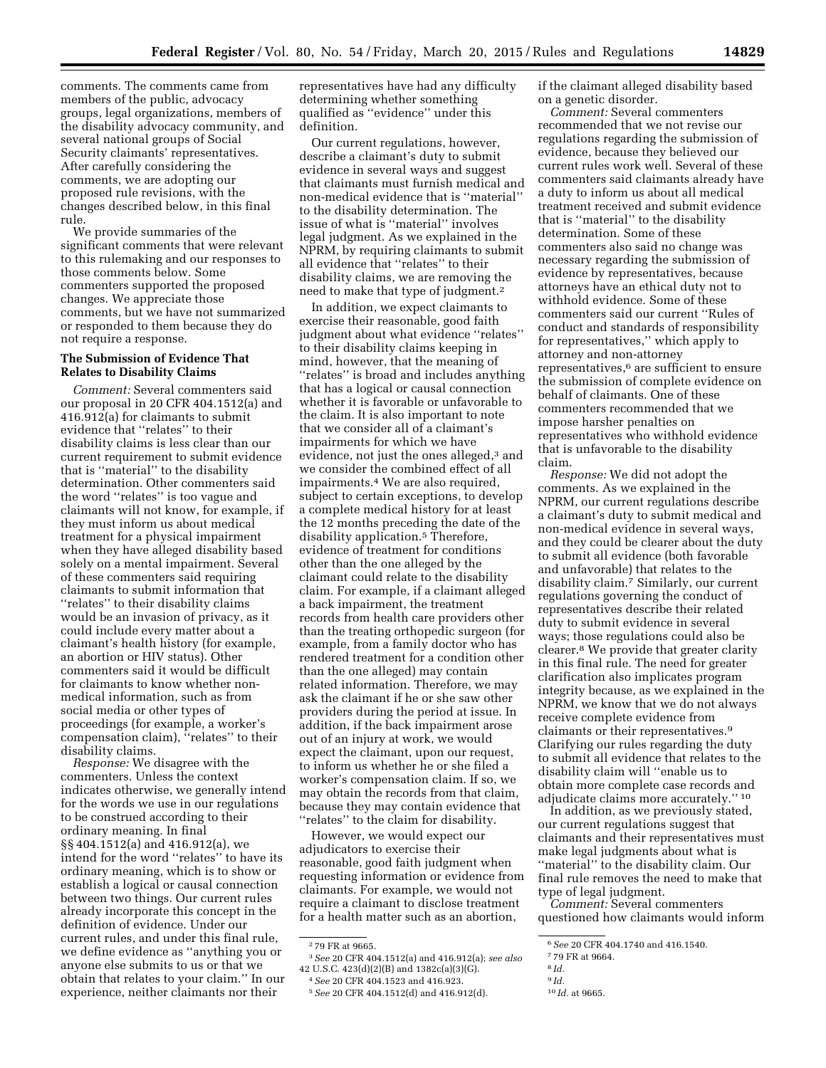comments. The comments came from members of the public, advocacy groups, legal organizations, members of the disability advocacy community, and several national groups of Social Security claimants' representatives. After carefully considering the comments, we are adopting our proposed rule revisions, with the changes described below, in this final rule.

We provide summaries of the significant comments that were relevant to this rulemaking and our responses to those comments below. Some commenters supported the proposed changes. We appreciate those comments, but we have not summarized or responded to them because they do not require a response.

**The Submission of Evidence That Relates to Disability Claims**

*Comment:* Several commenters said our proposal in 20 CFR 404.1512(a) and 416.912(a) for claimants to submit evidence that ''relates'' to their disability claims is less clear than our current requirement to submit evidence that is ''material'' to the disability determination. Other commenters said the word ''relates'' is too vague and claimants will not know, for example, if they must inform us about medical treatment for a physical impairment when they have alleged disability based solely on a mental impairment. Several of these commenters said requiring claimants to submit information that ''relates'' to their disability claims would be an invasion of privacy, as it could include every matter about a claimant's health history (for example, an abortion or HIV status). Other commenters said it would be difficult for claimants to know whether non-medical information, such as from social media or other types of proceedings (for example, a worker's compensation claim), ''relates'' to their disability claims.

*Response:* We disagree with the commenters. Unless the context indicates otherwise, we generally intend for the words we use in our regulations to be construed according to their ordinary meaning. In final §§ 404.1512(a) and 416.912(a), we intend for the word ''relates'' to have its ordinary meaning, which is to show or establish a logical or causal connection between two things. Our current rules already incorporate this concept in the definition of evidence. Under our current rules, and under this final rule, we define evidence as ''anything you or anyone else submits to us or that we obtain that relates to your claim.'' In our experience, neither claimants nor their representatives have had any difficulty determining whether something qualified as ''evidence'' under this definition.

Our current regulations, however, describe a claimant's duty to submit evidence in several ways and suggest that claimants must furnish medical and non-medical evidence that is ''material'' to the disability determination. The issue of what is ''material'' involves legal judgment. As we explained in the NPRM, by requiring claimants to submit all evidence that ''relates'' to their disability claims, we are removing the need to make that type of judgment.[2]

In addition, we expect claimants to exercise their reasonable, good faith judgment about what evidence ''relates'' to their disability claims keeping in mind, however, that the meaning of ''relates'' is broad and includes anything that has a logical or causal connection whether it is favorable or unfavorable to the claim. It is also important to note that we consider all of a claimant's impairments for which we have evidence, not just the ones alleged,[3] and we consider the combined effect of all impairments.[4] We are also required, subject to certain exceptions, to develop a complete medical history for at least the 12 months preceding the date of the disability application.[5] Therefore, evidence of treatment for conditions other than the one alleged by the claimant could relate to the disability claim. For example, if a claimant alleged a back impairment, the treatment records from health care providers other than the treating orthopedic surgeon (for example, from a family doctor who has rendered treatment for a condition other than the one alleged) may contain related information. Therefore, we may ask the claimant if he or she saw other providers during the period at issue. In addition, if the back impairment arose out of an injury at work, we would expect the claimant, upon our request, to inform us whether he or she filed a worker's compensation claim. If so, we may obtain the records from that claim, because they may contain evidence that ''relates'' to the claim for disability.

However, we would expect our adjudicators to exercise their reasonable, good faith judgment when requesting information or evidence from claimants. For example, we would not require a claimant to disclose treatment for a health matter such as an abortion, if the claimant alleged disability based on a genetic disorder.

*Comment:* Several commenters recommended that we not revise our regulations regarding the submission of evidence, because they believed our current rules work well. Several of these commenters said claimants already have a duty to inform us about all medical treatment received and submit evidence that is ''material'' to the disability determination. Some of these commenters also said no change was necessary regarding the submission of evidence by representatives, because attorneys have an ethical duty not to withhold evidence. Some of these commenters said our current ''Rules of conduct and standards of responsibility for representatives,'' which apply to attorney and non-attorney representatives,[6] are sufficient to ensure the submission of complete evidence on behalf of claimants. One of these commenters recommended that we impose harsher penalties on representatives who withhold evidence that is unfavorable to the disability claim.

*Response:* We did not adopt the comments. As we explained in the NPRM, our current regulations describe a claimant's duty to submit medical and non-medical evidence in several ways, and they could be clearer about the duty to submit all evidence (both favorable and unfavorable) that relates to the disability claim.[7] Similarly, our current regulations governing the conduct of representatives describe their related duty to submit evidence in several ways; those regulations could also be clearer.[8] We provide that greater clarity in this final rule. The need for greater clarification also implicates program integrity because, as we explained in the NPRM, we know that we do not always receive complete evidence from claimants or their representatives.[9] Clarifying our rules regarding the duty to submit all evidence that relates to the disability claim will ''enable us to obtain more complete case records and adjudicate claims more accurately.'' [10]

In addition, as we previously stated, our current regulations suggest that claimants and their representatives must make legal judgments about what is ''material'' to the disability claim. Our final rule removes the need to make that type of legal judgment.

*Comment:* Several commenters questioned how claimants would inform

---

[2] 79 FR at 9665.

[3] *See* 20 CFR 404.1512(a) and 416.912(a); *see also* 42 U.S.C. 423(d)(2)(B) and 1382c(a)(3)(G).

[4] *See* 20 CFR 404.1523 and 416.923.

[5] *See* 20 CFR 404.1512(d) and 416.912(d).

[6] *See* 20 CFR 404.1740 and 416.1540.

[7] 79 FR at 9664.

[8] *Id.*

[9] *Id.*

[10] *Id.* at 9665.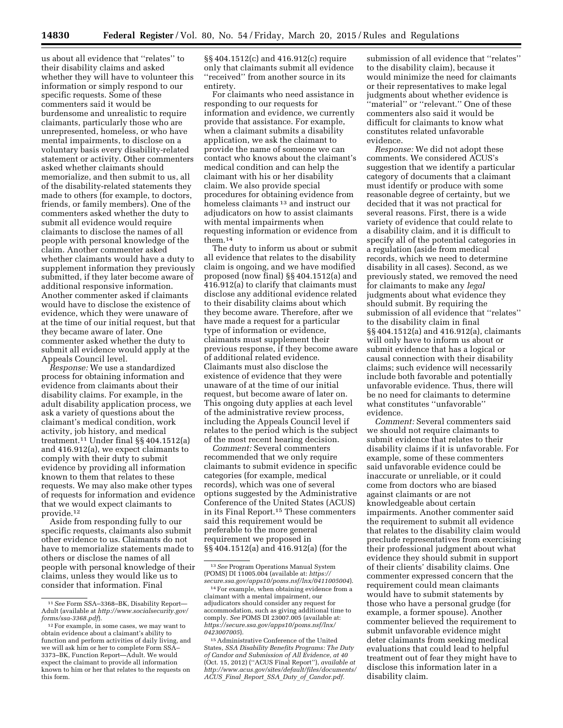us about all evidence that ''relates'' to their disability claims and asked whether they will have to volunteer this information or simply respond to our specific requests. Some of these commenters said it would be burdensome and unrealistic to require claimants, particularly those who are unrepresented, homeless, or who have mental impairments, to disclose on a voluntary basis every disability-related statement or activity. Other commenters asked whether claimants should memorialize, and then submit to us, all of the disability-related statements they made to others (for example, to doctors, friends, or family members). One of the commenters asked whether the duty to submit all evidence would require claimants to disclose the names of all people with personal knowledge of the claim. Another commenter asked whether claimants would have a duty to supplement information they previously submitted, if they later become aware of additional responsive information. Another commenter asked if claimants would have to disclose the existence of evidence, which they were unaware of at the time of our initial request, but that they became aware of later. One commenter asked whether the duty to submit all evidence would apply at the Appeals Council level.

*Response:* We use a standardized process for obtaining information and evidence from claimants about their disability claims. For example, in the adult disability application process, we ask a variety of questions about the claimant's medical condition, work activity, job history, and medical treatment.[11] Under final §§ 404.1512(a) and 416.912(a), we expect claimants to comply with their duty to submit evidence by providing all information known to them that relates to these requests. We may also make other types of requests for information and evidence that we would expect claimants to provide.[12]

Aside from responding fully to our specific requests, claimants also submit other evidence to us. Claimants do not have to memorialize statements made to others or disclose the names of all people with personal knowledge of their claims, unless they would like us to consider that information. Final §§ 404.1512(c) and 416.912(c) require only that claimants submit all evidence ''received'' from another source in its entirety.

For claimants who need assistance in responding to our requests for information and evidence, we currently provide that assistance. For example, when a claimant submits a disability application, we ask the claimant to provide the name of someone we can contact who knows about the claimant's medical condition and can help the claimant with his or her disability claim. We also provide special procedures for obtaining evidence from homeless claimants[13] and instruct our adjudicators on how to assist claimants with mental impairments when requesting information or evidence from them.[14]

The duty to inform us about or submit all evidence that relates to the disability claim is ongoing, and we have modified proposed (now final) §§ 404.1512(a) and 416.912(a) to clarify that claimants must disclose any additional evidence related to their disability claims about which they become aware. Therefore, after we have made a request for a particular type of information or evidence, claimants must supplement their previous response, if they become aware of additional related evidence. Claimants must also disclose the existence of evidence that they were unaware of at the time of our initial request, but become aware of later on. This ongoing duty applies at each level of the administrative review process, including the Appeals Council level if relates to the period which is the subject of the most recent hearing decision.

*Comment:* Several commenters recommended that we only require claimants to submit evidence in specific categories (for example, medical records), which was one of several options suggested by the Administrative Conference of the United States (ACUS) in its Final Report.[15] These commenters said this requirement would be preferable to the more general requirement we proposed in §§ 404.1512(a) and 416.912(a) (for the submission of all evidence that ''relates'' to the disability claim), because it would minimize the need for claimants or their representatives to make legal judgments about whether evidence is ''material'' or ''relevant.'' One of these commenters also said it would be difficult for claimants to know what constitutes related unfavorable evidence.

*Response:* We did not adopt these comments. We considered ACUS's suggestion that we identify a particular category of documents that a claimant must identify or produce with some reasonable degree of certainty, but we decided that it was not practical for several reasons. First, there is a wide variety of evidence that could relate to a disability claim, and it is difficult to specify all of the potential categories in a regulation (aside from medical records, which we need to determine disability in all cases). Second, as we previously stated, we removed the need for claimants to make any *legal* judgments about what evidence they should submit. By requiring the submission of all evidence that ''relates'' to the disability claim in final §§ 404.1512(a) and 416.912(a), claimants will only have to inform us about or submit evidence that has a logical or causal connection with their disability claims; such evidence will necessarily include both favorable and potentially unfavorable evidence. Thus, there will be no need for claimants to determine what constitutes ''unfavorable'' evidence.

*Comment:* Several commenters said we should not require claimants to submit evidence that relates to their disability claims if it is unfavorable. For example, some of these commenters said unfavorable evidence could be inaccurate or unreliable, or it could come from doctors who are biased against claimants or are not knowledgeable about certain impairments. Another commenter said the requirement to submit all evidence that relates to the disability claim would preclude representatives from exercising their professional judgment about what evidence they should submit in support of their clients' disability claims. One commenter expressed concern that the requirement could mean claimants would have to submit statements by those who have a personal grudge (for example, a former spouse). Another commenter believed the requirement to submit unfavorable evidence might deter claimants from seeking medical evaluations that could lead to helpful treatment out of fear they might have to disclose this information later in a disability claim.

---

[11] *See* Form SSA–3368–BK, Disability Report—Adult (available at *http://www.socialsecurity.gov/forms/ssa-3368.pdf*).

[12] For example, in some cases, we may want to obtain evidence about a claimant's ability to function and perform activities of daily living, and we will ask him or her to complete Form SSA–3373–BK, Function Report—Adult. We would expect the claimant to provide all information known to him or her that relates to the requests on this form.

[13] *See* Program Operations Manual System (POMS) DI 11005.004 (available at: *https://secure.ssa.gov/apps10/poms.nsf/lnx/0411005004*).

[14] For example, when obtaining evidence from a claimant with a mental impairment, our adjudicators should consider any request for accommodation, such as giving additional time to comply. *See* POMS DI 23007.005 (available at: *https://secure.ssa.gov/apps10/poms.nsf/lnx/0423007005*).

[15] Administrative Conference of the United States, *SSA Disability Benefits Programs: The Duty of Candor and Submission of All Evidence, at 40* (Oct. 15, 2012) (''ACUS Final Report''), *available at http://www.acus.gov/sites/default/files/documents/ACUS_Final_Report_SSA_Duty_of_Candor.pdf*.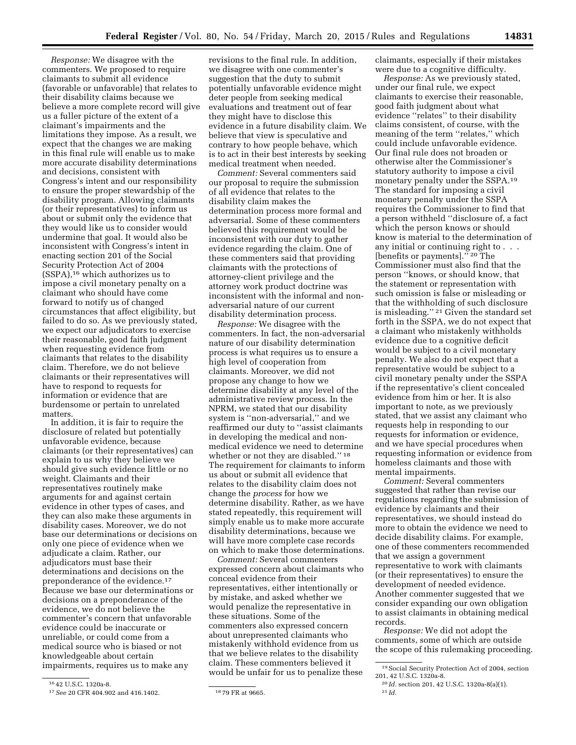*Response:* We disagree with the commenters. We proposed to require claimants to submit all evidence (favorable or unfavorable) that relates to their disability claims because we believe a more complete record will give us a fuller picture of the extent of a claimant's impairments and the limitations they impose. As a result, we expect that the changes we are making in this final rule will enable us to make more accurate disability determinations and decisions, consistent with Congress's intent and our responsibility to ensure the proper stewardship of the disability program. Allowing claimants (or their representatives) to inform us about or submit only the evidence that they would like us to consider would undermine that goal. It would also be inconsistent with Congress's intent in enacting section 201 of the Social Security Protection Act of 2004 (SSPA),[16] which authorizes us to impose a civil monetary penalty on a claimant who should have come forward to notify us of changed circumstances that affect eligibility, but failed to do so. As we previously stated, we expect our adjudicators to exercise their reasonable, good faith judgment when requesting evidence from claimants that relates to the disability claim. Therefore, we do not believe claimants or their representatives will have to respond to requests for information or evidence that are burdensome or pertain to unrelated matters.

In addition, it is fair to require the disclosure of related but potentially unfavorable evidence, because claimants (or their representatives) can explain to us why they believe we should give such evidence little or no weight. Claimants and their representatives routinely make arguments for and against certain evidence in other types of cases, and they can also make these arguments in disability cases. Moreover, we do not base our determinations or decisions on only one piece of evidence when we adjudicate a claim. Rather, our adjudicators must base their determinations and decisions on the preponderance of the evidence.[17] Because we base our determinations or decisions on a preponderance of the evidence, we do not believe the commenter's concern that unfavorable evidence could be inaccurate or unreliable, or could come from a medical source who is biased or not knowledgeable about certain impairments, requires us to make any revisions to the final rule. In addition, we disagree with one commenter's suggestion that the duty to submit potentially unfavorable evidence might deter people from seeking medical evaluations and treatment out of fear they might have to disclose this evidence in a future disability claim. We believe that view is speculative and contrary to how people behave, which is to act in their best interests by seeking medical treatment when needed.

*Comment:* Several commenters said our proposal to require the submission of all evidence that relates to the disability claim makes the determination process more formal and adversarial. Some of these commenters believed this requirement would be inconsistent with our duty to gather evidence regarding the claim. One of these commenters said that providing claimants with the protections of attorney-client privilege and the attorney work product doctrine was inconsistent with the informal and non-adversarial nature of our current disability determination process.

*Response:* We disagree with the commenters. In fact, the non-adversarial nature of our disability determination process is what requires us to ensure a high level of cooperation from claimants. Moreover, we did not propose any change to how we determine disability at any level of the administrative review process. In the NPRM, we stated that our disability system is ''non-adversarial,'' and we reaffirmed our duty to ''assist claimants in developing the medical and non-medical evidence we need to determine whether or not they are disabled.'' [18] The requirement for claimants to inform us about or submit all evidence that relates to the disability claim does not change the *process* for how we determine disability. Rather, as we have stated repeatedly, this requirement will simply enable us to make more accurate disability determinations, because we will have more complete case records on which to make those determinations.

*Comment:* Several commenters expressed concern about claimants who conceal evidence from their representatives, either intentionally or by mistake, and asked whether we would penalize the representative in these situations. Some of the commenters also expressed concern about unrepresented claimants who mistakenly withhold evidence from us that we believe relates to the disability claim. These commenters believed it would be unfair for us to penalize these claimants, especially if their mistakes were due to a cognitive difficulty.

*Response:* As we previously stated, under our final rule, we expect claimants to exercise their reasonable, good faith judgment about what evidence ''relates'' to their disability claims consistent, of course, with the meaning of the term ''relates,'' which could include unfavorable evidence. Our final rule does not broaden or otherwise alter the Commissioner's statutory authority to impose a civil monetary penalty under the SSPA.[19] The standard for imposing a civil monetary penalty under the SSPA requires the Commissioner to find that a person withheld ''disclosure of, a fact which the person knows or should know is material to the determination of any initial or continuing right to . . . [benefits or payments].'' [20] The Commissioner must also find that the person ''knows, or should know, that the statement or representation with such omission is false or misleading or that the withholding of such disclosure is misleading.'' [21] Given the standard set forth in the SSPA, we do not expect that a claimant who mistakenly withholds evidence due to a cognitive deficit would be subject to a civil monetary penalty. We also do not expect that a representative would be subject to a civil monetary penalty under the SSPA if the representative's client concealed evidence from him or her. It is also important to note, as we previously stated, that we assist any claimant who requests help in responding to our requests for information or evidence, and we have special procedures when requesting information or evidence from homeless claimants and those with mental impairments.

*Comment:* Several commenters suggested that rather than revise our regulations regarding the submission of evidence by claimants and their representatives, we should instead do more to obtain the evidence we need to decide disability claims. For example, one of these commenters recommended that we assign a government representative to work with claimants (or their representatives) to ensure the development of needed evidence. Another commenter suggested that we consider expanding our own obligation to assist claimants in obtaining medical records.

*Response:* We did not adopt the comments, some of which are outside the scope of this rulemaking proceeding.

---

[16] 42 U.S.C. 1320a-8.

[17] *See* 20 CFR 404.902 and 416.1402.

[18] 79 FR at 9665.

[19] Social Security Protection Act of 2004, section 201, 42 U.S.C. 1320a-8.

[20] *Id.* section 201, 42 U.S.C. 1320a-8(a)(1).

[21] *Id.*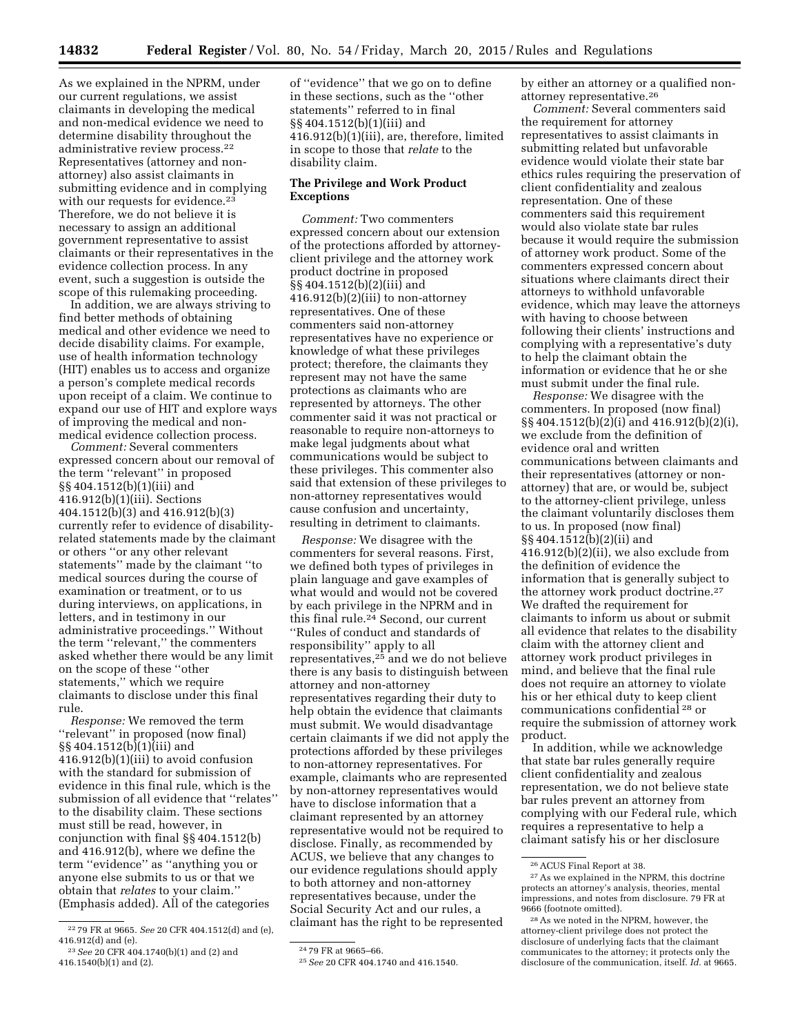As we explained in the NPRM, under our current regulations, we assist claimants in developing the medical and non-medical evidence we need to determine disability throughout the administrative review process.[22] Representatives (attorney and non-attorney) also assist claimants in submitting evidence and in complying with our requests for evidence.[23] Therefore, we do not believe it is necessary to assign an additional government representative to assist claimants or their representatives in the evidence collection process. In any event, such a suggestion is outside the scope of this rulemaking proceeding.

In addition, we are always striving to find better methods of obtaining medical and other evidence we need to decide disability claims. For example, use of health information technology (HIT) enables us to access and organize a person's complete medical records upon receipt of a claim. We continue to expand our use of HIT and explore ways of improving the medical and non-medical evidence collection process.

*Comment:* Several commenters expressed concern about our removal of the term ''relevant'' in proposed §§ 404.1512(b)(1)(iii) and 416.912(b)(1)(iii). Sections 404.1512(b)(3) and 416.912(b)(3) currently refer to evidence of disability-related statements made by the claimant or others ''or any other relevant statements'' made by the claimant ''to medical sources during the course of examination or treatment, or to us during interviews, on applications, in letters, and in testimony in our administrative proceedings.'' Without the term ''relevant,'' the commenters asked whether there would be any limit on the scope of these ''other statements,'' which we require claimants to disclose under this final rule.

*Response:* We removed the term ''relevant'' in proposed (now final) §§ 404.1512(b)(1)(iii) and 416.912(b)(1)(iii) to avoid confusion with the standard for submission of evidence in this final rule, which is the submission of all evidence that ''relates'' to the disability claim. These sections must still be read, however, in conjunction with final §§ 404.1512(b) and 416.912(b), where we define the term ''evidence'' as ''anything you or anyone else submits to us or that we obtain that *relates* to your claim.'' (Emphasis added). All of the categories of ''evidence'' that we go on to define in these sections, such as the ''other statements'' referred to in final §§ 404.1512(b)(1)(iii) and 416.912(b)(1)(iii), are, therefore, limited in scope to those that *relate* to the disability claim.

### The Privilege and Work Product Exceptions

*Comment:* Two commenters expressed concern about our extension of the protections afforded by attorney-client privilege and the attorney work product doctrine in proposed §§ 404.1512(b)(2)(iii) and 416.912(b)(2)(iii) to non-attorney representatives. One of these commenters said non-attorney representatives have no experience or knowledge of what these privileges protect; therefore, the claimants they represent may not have the same protections as claimants who are represented by attorneys. The other commenter said it was not practical or reasonable to require non-attorneys to make legal judgments about what communications would be subject to these privileges. This commenter also said that extension of these privileges to non-attorney representatives would cause confusion and uncertainty, resulting in detriment to claimants.

*Response:* We disagree with the commenters for several reasons. First, we defined both types of privileges in plain language and gave examples of what would and would not be covered by each privilege in the NPRM and in this final rule.[24] Second, our current ''Rules of conduct and standards of responsibility'' apply to all representatives,[25] and we do not believe there is any basis to distinguish between attorney and non-attorney representatives regarding their duty to help obtain the evidence that claimants must submit. We would disadvantage certain claimants if we did not apply the protections afforded by these privileges to non-attorney representatives. For example, claimants who are represented by non-attorney representatives would have to disclose information that a claimant represented by an attorney representative would not be required to disclose. Finally, as recommended by ACUS, we believe that any changes to our evidence regulations should apply to both attorney and non-attorney representatives because, under the Social Security Act and our rules, a claimant has the right to be represented by either an attorney or a qualified non-attorney representative.[26]

*Comment:* Several commenters said the requirement for attorney representatives to assist claimants in submitting related but unfavorable evidence would violate their state bar ethics rules requiring the preservation of client confidentiality and zealous representation. One of these commenters said this requirement would also violate state bar rules because it would require the submission of attorney work product. Some of the commenters expressed concern about situations where claimants direct their attorneys to withhold unfavorable evidence, which may leave the attorneys with having to choose between following their clients' instructions and complying with a representative's duty to help the claimant obtain the information or evidence that he or she must submit under the final rule.

*Response:* We disagree with the commenters. In proposed (now final) §§ 404.1512(b)(2)(i) and 416.912(b)(2)(i), we exclude from the definition of evidence oral and written communications between claimants and their representatives (attorney or non-attorney) that are, or would be, subject to the attorney-client privilege, unless the claimant voluntarily discloses them to us. In proposed (now final) §§ 404.1512(b)(2)(ii) and 416.912(b)(2)(ii), we also exclude from the definition of evidence the information that is generally subject to the attorney work product doctrine.[27] We drafted the requirement for claimants to inform us about or submit all evidence that relates to the disability claim with the attorney client and attorney work product privileges in mind, and believe that the final rule does not require an attorney to violate his or her ethical duty to keep client communications confidential[28] or require the submission of attorney work product.

In addition, while we acknowledge that state bar rules generally require client confidentiality and zealous representation, we do not believe state bar rules prevent an attorney from complying with our Federal rule, which requires a representative to help a claimant satisfy his or her disclosure

---

[22] 79 FR at 9665. *See* 20 CFR 404.1512(d) and (e), 416.912(d) and (e).

[23] *See* 20 CFR 404.1740(b)(1) and (2) and 416.1540(b)(1) and (2).

[24] 79 FR at 9665–66.

[25] *See* 20 CFR 404.1740 and 416.1540.

[26] ACUS Final Report at 38.

[27] As we explained in the NPRM, this doctrine protects an attorney's analysis, theories, mental impressions, and notes from disclosure. 79 FR at 9666 (footnote omitted).

[28] As we noted in the NPRM, however, the attorney-client privilege does not protect the disclosure of underlying facts that the claimant communicates to the attorney; it protects only the disclosure of the communication, itself. *Id.* at 9665.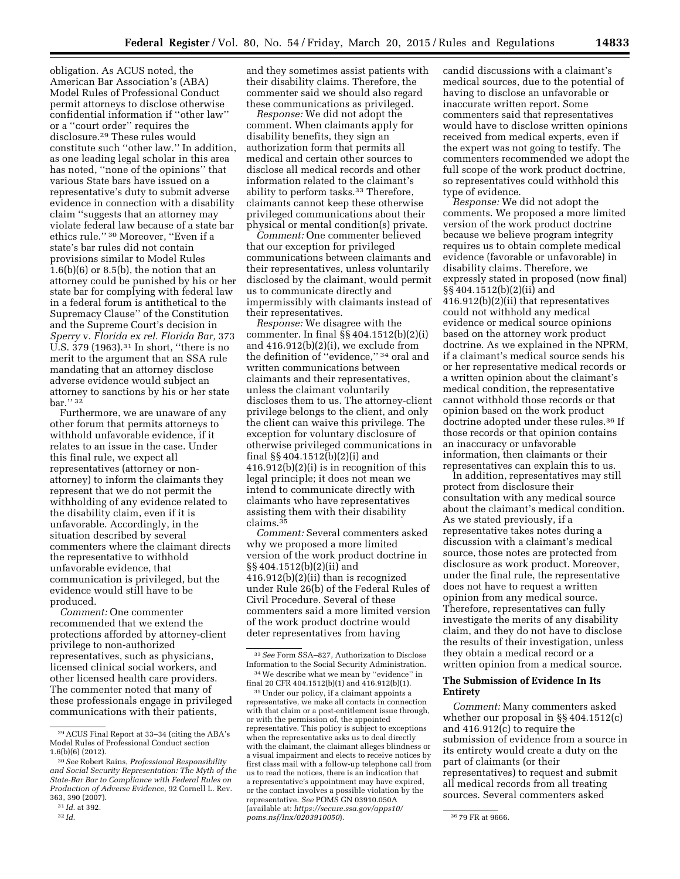obligation. As ACUS noted, the American Bar Association's (ABA) Model Rules of Professional Conduct permit attorneys to disclose otherwise confidential information if "other law" or a "court order" requires the disclosure.[29] These rules would constitute such "other law." In addition, as one leading legal scholar in this area has noted, "none of the opinions" that various State bars have issued on a representative's duty to submit adverse evidence in connection with a disability claim "suggests that an attorney may violate federal law because of a state bar ethics rule." [30] Moreover, "Even if a state's bar rules did not contain provisions similar to Model Rules 1.6(b)(6) or 8.5(b), the notion that an attorney could be punished by his or her state bar for complying with federal law in a federal forum is antithetical to the Supremacy Clause" of the Constitution and the Supreme Court's decision in *Sperry* v. *Florida ex rel. Florida Bar,* 373 U.S. 379 (1963).[31] In short, "there is no merit to the argument that an SSA rule mandating that an attorney disclose adverse evidence would subject an attorney to sanctions by his or her state bar." [32]

Furthermore, we are unaware of any other forum that permits attorneys to withhold unfavorable evidence, if it relates to an issue in the case. Under this final rule, we expect all representatives (attorney or non-attorney) to inform the claimants they represent that we do not permit the withholding of any evidence related to the disability claim, even if it is unfavorable. Accordingly, in the situation described by several commenters where the claimant directs the representative to withhold unfavorable evidence, that communication is privileged, but the evidence would still have to be produced.

*Comment:* One commenter recommended that we extend the protections afforded by attorney-client privilege to non-authorized representatives, such as physicians, licensed clinical social workers, and other licensed health care providers. The commenter noted that many of these professionals engage in privileged communications with their patients, and they sometimes assist patients with their disability claims. Therefore, the commenter said we should also regard these communications as privileged.

*Response:* We did not adopt the comment. When claimants apply for disability benefits, they sign an authorization form that permits all medical and certain other sources to disclose all medical records and other information related to the claimant's ability to perform tasks.[33] Therefore, claimants cannot keep these otherwise privileged communications about their physical or mental condition(s) private.

*Comment:* One commenter believed that our exception for privileged communications between claimants and their representatives, unless voluntarily disclosed by the claimant, would permit us to communicate directly and impermissibly with claimants instead of their representatives.

*Response:* We disagree with the commenter. In final §§ 404.1512(b)(2)(i) and 416.912(b)(2)(i), we exclude from the definition of "evidence," [34] oral and written communications between claimants and their representatives, unless the claimant voluntarily discloses them to us. The attorney-client privilege belongs to the client, and only the client can waive this privilege. The exception for voluntary disclosure of otherwise privileged communications in final §§ 404.1512(b)(2)(i) and 416.912(b)(2)(i) is in recognition of this legal principle; it does not mean we intend to communicate directly with claimants who have representatives assisting them with their disability claims.[35]

*Comment:* Several commenters asked why we proposed a more limited version of the work product doctrine in §§ 404.1512(b)(2)(ii) and 416.912(b)(2)(ii) than is recognized under Rule 26(b) of the Federal Rules of Civil Procedure. Several of these commenters said a more limited version of the work product doctrine would deter representatives from having candid discussions with a claimant's medical sources, due to the potential of having to disclose an unfavorable or inaccurate written report. Some commenters said that representatives would have to disclose written opinions received from medical experts, even if the expert was not going to testify. The commenters recommended we adopt the full scope of the work product doctrine, so representatives could withhold this type of evidence.

*Response:* We did not adopt the comments. We proposed a more limited version of the work product doctrine because we believe program integrity requires us to obtain complete medical evidence (favorable or unfavorable) in disability claims. Therefore, we expressly stated in proposed (now final) §§ 404.1512(b)(2)(ii) and 416.912(b)(2)(ii) that representatives could not withhold any medical evidence or medical source opinions based on the attorney work product doctrine. As we explained in the NPRM, if a claimant's medical source sends his or her representative medical records or a written opinion about the claimant's medical condition, the representative cannot withhold those records or that opinion based on the work product doctrine adopted under these rules.[36] If those records or that opinion contains an inaccuracy or unfavorable information, then claimants or their representatives can explain this to us.

In addition, representatives may still protect from disclosure their consultation with any medical source about the claimant's medical condition. As we stated previously, if a representative takes notes during a discussion with a claimant's medical source, those notes are protected from disclosure as work product. Moreover, under the final rule, the representative does not have to request a written opinion from any medical source. Therefore, representatives can fully investigate the merits of any disability claim, and they do not have to disclose the results of their investigation, unless they obtain a medical record or a written opinion from a medical source.

## The Submission of Evidence In Its Entirety

*Comment:* Many commenters asked whether our proposal in §§ 404.1512(c) and 416.912(c) to require the submission of evidence from a source in its entirety would create a duty on the part of claimants (or their representatives) to request and submit all medical records from all treating sources. Several commenters asked

---

[29] ACUS Final Report at 33–34 (citing the ABA's Model Rules of Professional Conduct section 1.6(b)(6) (2012).

[30] *See* Robert Rains, *Professional Responsibility and Social Security Representation: The Myth of the State-Bar Bar to Compliance with Federal Rules on Production of Adverse Evidence,* 92 Cornell L. Rev. 363, 390 (2007).

[31] *Id.* at 392.

[32] *Id.*

[33] *See* Form SSA–827, Authorization to Disclose Information to the Social Security Administration.

[34] We describe what we mean by "evidence" in final 20 CFR 404.1512(b)(1) and 416.912(b)(1).

[35] Under our policy, if a claimant appoints a representative, we make all contacts in connection with that claim or a post-entitlement issue through, or with the permission of, the appointed representative. This policy is subject to exceptions when the representative asks us to deal directly with the claimant, the claimant alleges blindness or a visual impairment and elects to receive notices by first class mail with a follow-up telephone call from us to read the notices, there is an indication that a representative's appointment may have expired, or the contact involves a possible violation by the representative. *See* POMS GN 03910.050A (available at: *https://secure.ssa.gov/apps10/poms.nsf/lnx/0203910050*).

[36] 79 FR at 9666.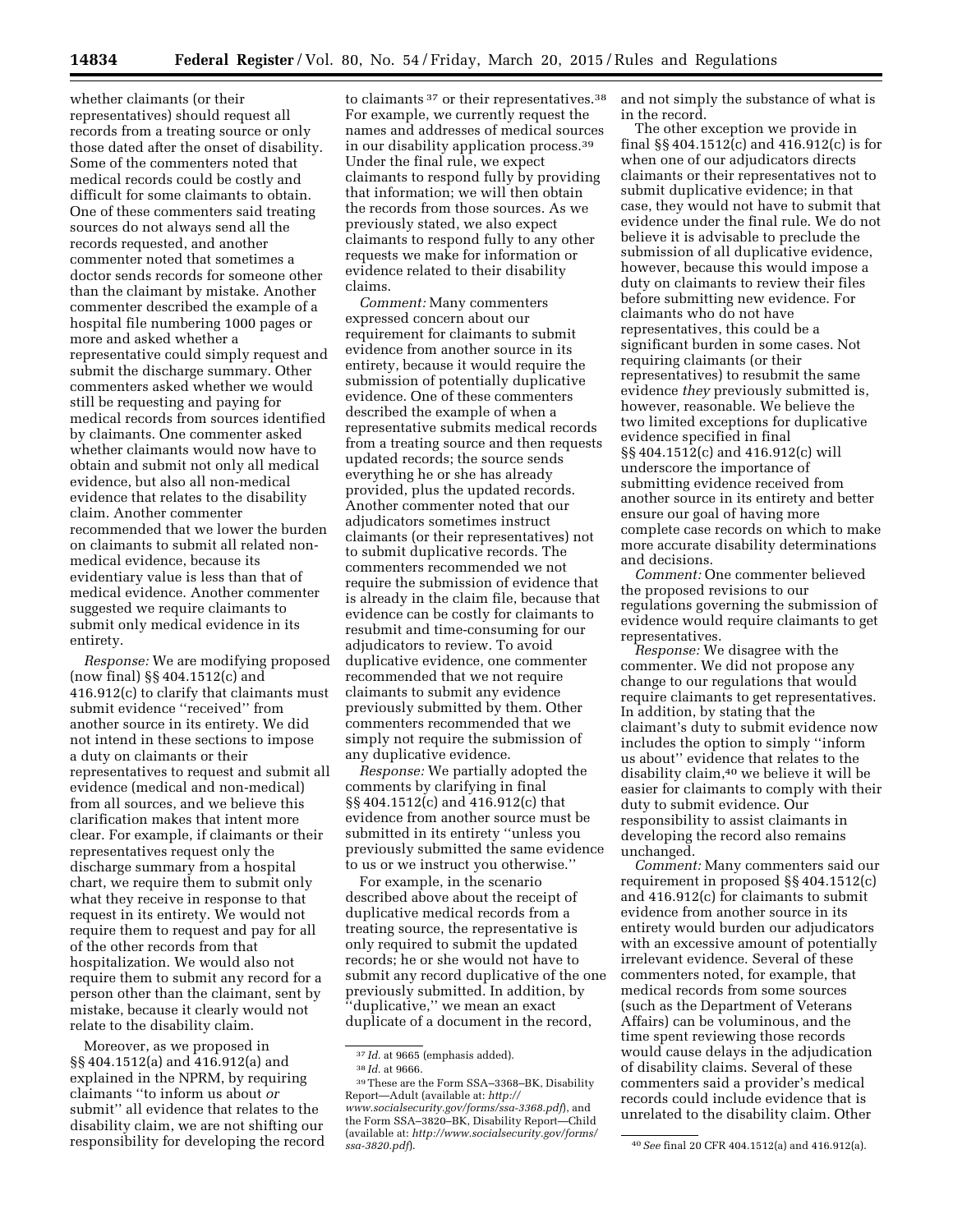whether claimants (or their representatives) should request all records from a treating source or only those dated after the onset of disability. Some of the commenters noted that medical records could be costly and difficult for some claimants to obtain. One of these commenters said that treating sources do not always send all the records requested, and another commenter noted that sometimes a doctor sends records for someone other than the claimant by mistake. Another commenter described the example of a hospital file numbering 1000 pages or more and asked whether a representative could simply request and submit the discharge summary. Other commenters asked whether we would still be requesting and paying for medical records from sources identified by claimants. One commenter asked whether claimants would now have to obtain and submit not only all medical evidence, but also all non-medical evidence that relates to the disability claim. Another commenter recommended that we lower the burden on claimants to submit all related non-medical evidence, because its evidentiary value is less than that of medical evidence. Another commenter suggested we require claimants to submit only medical evidence in its entirety.

*Response:* We are modifying proposed (now final) §§ 404.1512(c) and 416.912(c) to clarify that claimants must submit evidence "received" from another source in its entirety. We did not intend in these sections to impose a duty on claimants or their representatives to request and submit all evidence (medical and non-medical) from all sources, and we believe this clarification makes that intent more clear. For example, if claimants or their representatives request only the discharge summary from a hospital chart, we require them to submit only what they receive in response to that request in its entirety. We would not require them to request and pay for all of the other records from that hospitalization. We would also not require them to submit any record for a person other than the claimant, sent by mistake, because it clearly would not relate to the disability claim.

Moreover, as we proposed in §§ 404.1512(a) and 416.912(a) and explained in the NPRM, by requiring claimants "to inform us about *or* submit" all evidence that relates to the disability claim, we are not shifting our responsibility for developing the record to claimants [37] or their representatives.[38] For example, we currently request the names and addresses of medical sources in our disability application process.[39] Under the final rule, we expect claimants to respond fully by providing that information; we will then obtain the records from those sources. As we previously stated, we also expect claimants to respond fully to any other requests we make for information or evidence related to their disability claims.

*Comment:* Many commenters expressed concern about our requirement for claimants to submit evidence from another source in its entirety, because it would require the submission of potentially duplicative evidence. One of these commenters described the example of when a representative submits medical records from a treating source and then requests updated records; the source sends everything he or she has already provided, plus the updated records. Another commenter noted that our adjudicators sometimes instruct claimants (or their representatives) not to submit duplicative records. The commenters recommended we not require the submission of evidence that is already in the claim file, because that evidence can be costly for claimants to resubmit and time-consuming for our adjudicators to review. To avoid duplicative evidence, one commenter recommended that we not require claimants to submit any evidence previously submitted by them. Other commenters recommended that we simply not require the submission of any duplicative evidence.

*Response:* We partially adopted the comments by clarifying in final §§ 404.1512(c) and 416.912(c) that evidence from another source must be submitted in its entirety "unless you previously submitted the same evidence to us or we instruct you otherwise."

For example, in the scenario described above about the receipt of duplicative medical records from a treating source, the representative is only required to submit the updated records; he or she would not have to submit any record duplicative of the one previously submitted. In addition, by "duplicative," we mean an exact duplicate of a document in the record, and not simply the substance of what is in the record.

The other exception we provide in final §§ 404.1512(c) and 416.912(c) is for when one of our adjudicators directs claimants or their representatives not to submit duplicative evidence; in that case, they would not have to submit that evidence under the final rule. We do not believe it is advisable to preclude the submission of all duplicative evidence, however, because this would impose a duty on claimants to review their files before submitting new evidence. For claimants who do not have representatives, this could be a significant burden in some cases. Not requiring claimants (or their representatives) to resubmit the same evidence *they* previously submitted is, however, reasonable. We believe the two limited exceptions for duplicative evidence specified in final §§ 404.1512(c) and 416.912(c) will underscore the importance of submitting evidence received from another source in its entirety and better ensure our goal of having more complete case records on which to make more accurate disability determinations and decisions.

*Comment:* One commenter believed the proposed revisions to our regulations governing the submission of evidence would require claimants to get representatives.

*Response:* We disagree with the commenter. We did not propose any change to our regulations that would require claimants to get representatives. In addition, by stating that the claimant's duty to submit evidence now includes the option to simply "inform us about" evidence that relates to the disability claim,[40] we believe it will be easier for claimants to comply with their duty to submit evidence. Our responsibility to assist claimants in developing the record also remains unchanged.

*Comment:* Many commenters said our requirement in proposed §§ 404.1512(c) and 416.912(c) for claimants to submit evidence from another source in its entirety would burden our adjudicators with an excessive amount of potentially irrelevant evidence. Several of these commenters noted, for example, that medical records from some sources (such as the Department of Veterans Affairs) can be voluminous, and the time spent reviewing those records would cause delays in the adjudication of disability claims. Several of these commenters said a provider's medical records could include evidence that is unrelated to the disability claim. Other

---

[37] *Id.* at 9665 (emphasis added).

[38] *Id.* at 9666.

[39] These are the Form SSA–3368–BK, Disability Report—Adult (available at: *http://www.socialsecurity.gov/forms/ssa-3368.pdf*), and the Form SSA–3820–BK, Disability Report—Child (available at: *http://www.socialsecurity.gov/forms/ssa-3820.pdf*).

[40] *See* final 20 CFR 404.1512(a) and 416.912(a).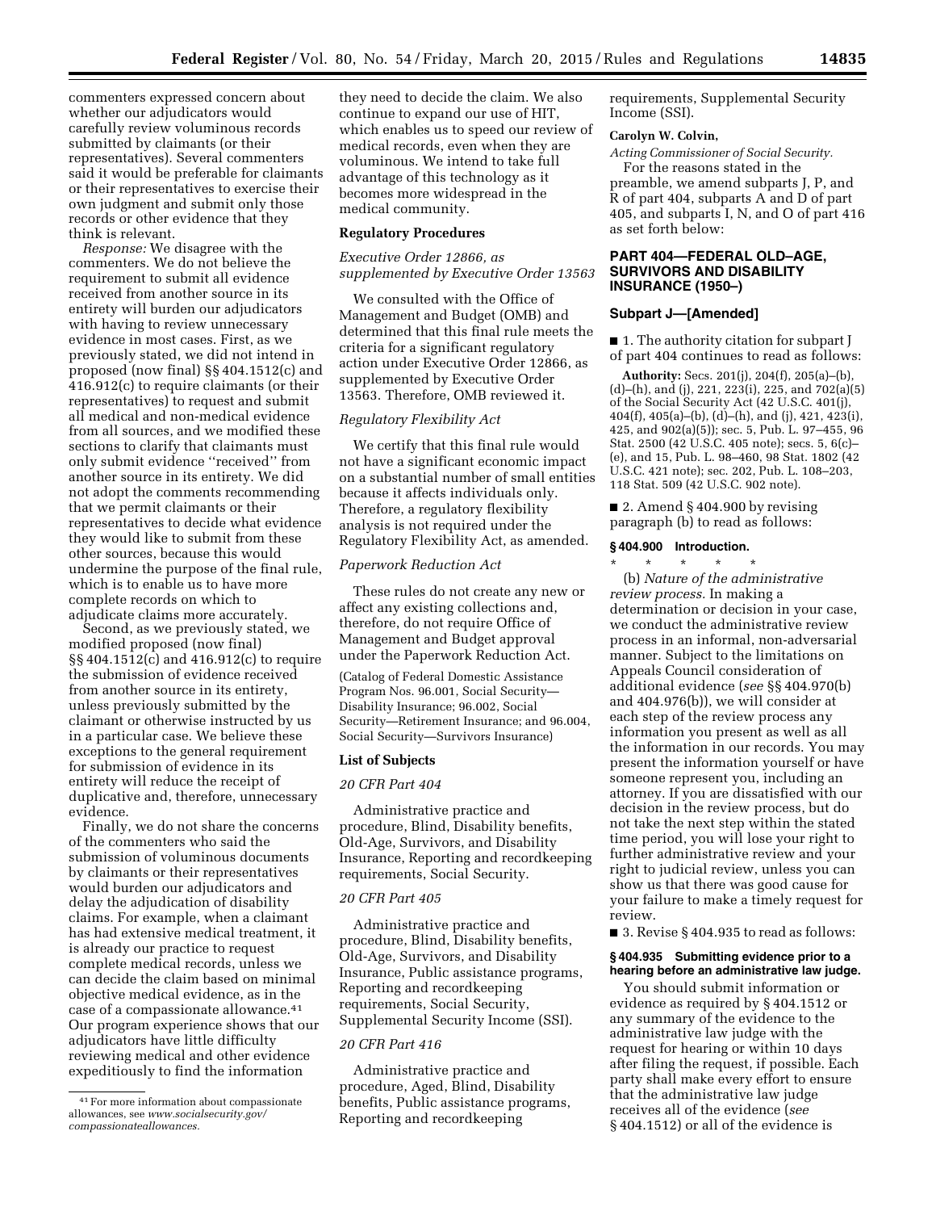commenters expressed concern about whether our adjudicators would carefully review voluminous records submitted by claimants (or their representatives). Several commenters said it would be preferable for claimants or their representatives to exercise their own judgment and submit only those records or other evidence that they think is relevant.

*Response:* We disagree with the commenters. We do not believe the requirement to submit all evidence received from another source in its entirety will burden our adjudicators with having to review unnecessary evidence in most cases. First, as we previously stated, we did not intend in proposed (now final) §§ 404.1512(c) and 416.912(c) to require claimants (or their representatives) to request and submit all medical and non-medical evidence from all sources, and we modified these sections to clarify that claimants must only submit evidence "received" from another source in its entirety. We did not adopt the comments recommending that we permit claimants or their representatives to decide what evidence they would like to submit from these other sources, because this would undermine the purpose of the final rule, which is to enable us to have more complete records on which to adjudicate claims more accurately.

Second, as we previously stated, we modified proposed (now final) §§ 404.1512(c) and 416.912(c) to require the submission of evidence received from another source in its entirety, unless previously submitted by the claimant or otherwise instructed by us in a particular case. We believe these exceptions to the general requirement for submission of evidence in its entirety will reduce the receipt of duplicative and, therefore, unnecessary evidence.

Finally, we do not share the concerns of the commenters who said the submission of voluminous documents by claimants or their representatives would burden our adjudicators and delay the adjudication of disability claims. For example, when a claimant has had extensive medical treatment, it is already our practice to request complete medical records, unless we can decide the claim based on minimal objective medical evidence, as in the case of a compassionate allowance.[41] Our program experience shows that our adjudicators have little difficulty reviewing medical and other evidence expeditiously to find the information they need to decide the claim. We also continue to expand our use of HIT, which enables us to speed our review of medical records, even when they are voluminous. We intend to take full advantage of this technology as it becomes more widespread in the medical community.

[41] For more information about compassionate allowances, see *www.socialsecurity.gov/compassionateallowances.*

## Regulatory Procedures

*Executive Order 12866, as supplemented by Executive Order 13563*

We consulted with the Office of Management and Budget (OMB) and determined that this final rule meets the criteria for a significant regulatory action under Executive Order 12866, as supplemented by Executive Order 13563. Therefore, OMB reviewed it.

*Regulatory Flexibility Act*

We certify that this final rule would not have a significant economic impact on a substantial number of small entities because it affects individuals only. Therefore, a regulatory flexibility analysis is not required under the Regulatory Flexibility Act, as amended.

*Paperwork Reduction Act*

These rules do not create any new or affect any existing collections and, therefore, do not require Office of Management and Budget approval under the Paperwork Reduction Act.

(Catalog of Federal Domestic Assistance Program Nos. 96.001, Social Security—Disability Insurance; 96.002, Social Security—Retirement Insurance; and 96.004, Social Security—Survivors Insurance)

## List of Subjects

*20 CFR Part 404*

Administrative practice and procedure, Blind, Disability benefits, Old-Age, Survivors, and Disability Insurance, Reporting and recordkeeping requirements, Social Security.

*20 CFR Part 405*

Administrative practice and procedure, Blind, Disability benefits, Old-Age, Survivors, and Disability Insurance, Public assistance programs, Reporting and recordkeeping requirements, Social Security, Supplemental Security Income (SSI).

*20 CFR Part 416*

Administrative practice and procedure, Aged, Blind, Disability benefits, Public assistance programs, Reporting and recordkeeping requirements, Supplemental Security Income (SSI).

**Carolyn W. Colvin,**

*Acting Commissioner of Social Security.*

For the reasons stated in the preamble, we amend subparts J, P, and R of part 404, subparts A and D of part 405, and subparts I, N, and O of part 416 as set forth below:

## PART 404—FEDERAL OLD–AGE, SURVIVORS AND DISABILITY INSURANCE (1950–)

### Subpart J—[Amended]

■ 1. The authority citation for subpart J of part 404 continues to read as follows:

**Authority:** Secs. 201(j), 204(f), 205(a)–(b), (d)–(h), and (j), 221, 223(i), 225, and 702(a)(5) of the Social Security Act (42 U.S.C. 401(j), 404(f), 405(a)–(b), (d)–(h), and (j), 421, 423(i), 425, and 902(a)(5)); sec. 5, Pub. L. 97–455, 96 Stat. 2500 (42 U.S.C. 405 note); secs. 5, 6(c)–(e), and 15, Pub. L. 98–460, 98 Stat. 1802 (42 U.S.C. 421 note); sec. 202, Pub. L. 108–203, 118 Stat. 509 (42 U.S.C. 902 note).

■ 2. Amend § 404.900 by revising paragraph (b) to read as follows:

**§ 404.900 Introduction.**

\* \* \* \* \*

(b) *Nature of the administrative review process.* In making a determination or decision in your case, we conduct the administrative review process in an informal, non-adversarial manner. Subject to the limitations on Appeals Council consideration of additional evidence (*see* §§ 404.970(b) and 404.976(b)), we will consider at each step of the review process any information you present as well as all the information in our records. You may present the information yourself or have someone represent you, including an attorney. If you are dissatisfied with our decision in the review process, but do not take the next step within the stated time period, you will lose your right to further administrative review and your right to judicial review, unless you can show us that there was good cause for your failure to make a timely request for review.

■ 3. Revise § 404.935 to read as follows:

**§ 404.935 Submitting evidence prior to a hearing before an administrative law judge.**

You should submit information or evidence as required by § 404.1512 or any summary of the evidence to the administrative law judge with the request for hearing or within 10 days after filing the request, if possible. Each party shall make every effort to ensure that the administrative law judge receives all of the evidence (*see* § 404.1512) or all of the evidence is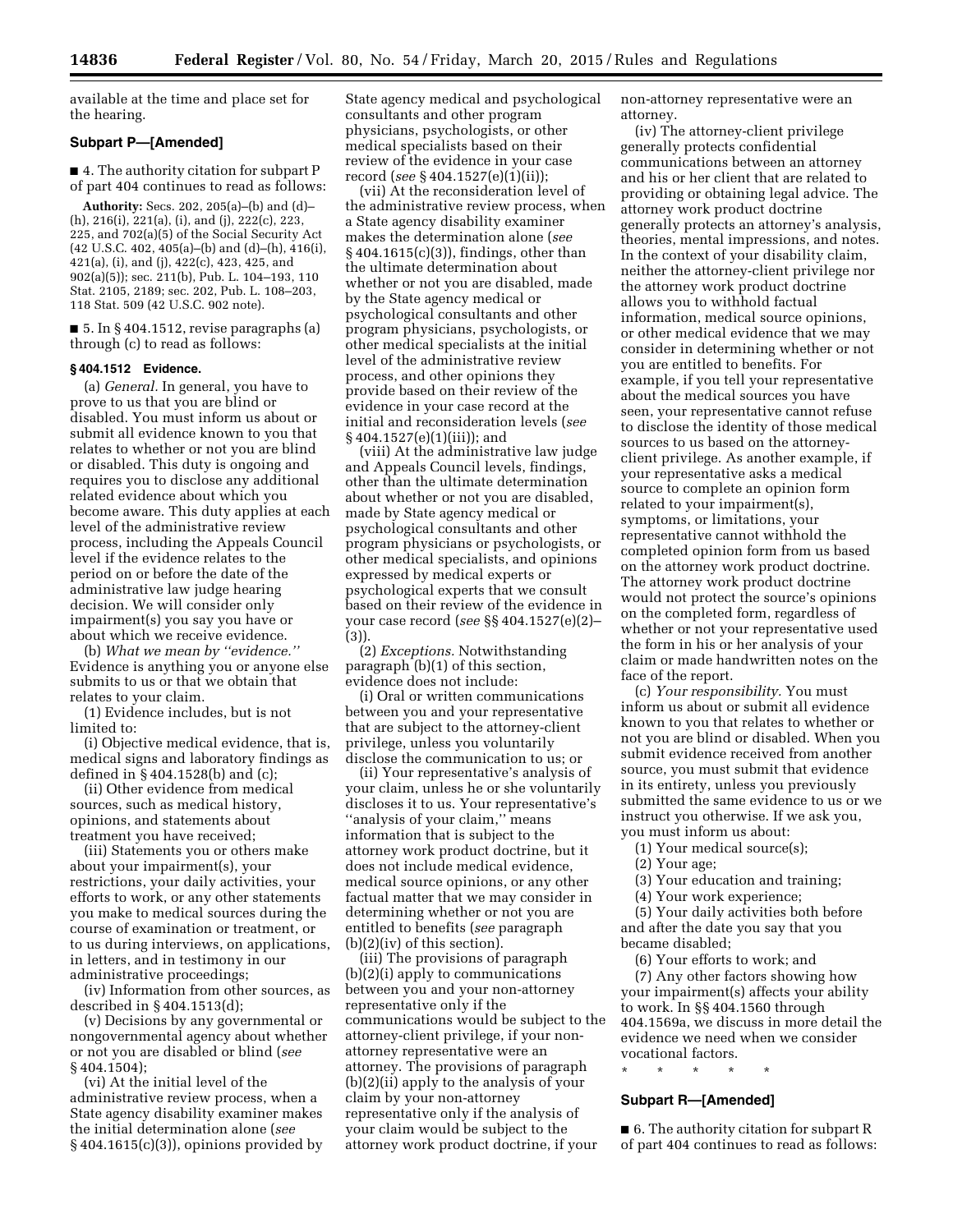available at the time and place set for the hearing.

### Subpart P—[Amended]

■ 4. The authority citation for subpart P of part 404 continues to read as follows:

**Authority:** Secs. 202, 205(a)–(b) and (d)–(h), 216(i), 221(a), (i), and (j), 222(c), 223, 225, and 702(a)(5) of the Social Security Act (42 U.S.C. 402, 405(a)–(b) and (d)–(h), 416(i), 421(a), (i), and (j), 422(c), 423, 425, and 902(a)(5)); sec. 211(b), Pub. L. 104–193, 110 Stat. 2105, 2189; sec. 202, Pub. L. 108–203, 118 Stat. 509 (42 U.S.C. 902 note).

■ 5. In § 404.1512, revise paragraphs (a) through (c) to read as follows:

#### § 404.1512 Evidence.

(a) *General.* In general, you have to prove to us that you are blind or disabled. You must inform us about or submit all evidence known to you that relates to whether or not you are blind or disabled. This duty is ongoing and requires you to disclose any additional related evidence about which you become aware. This duty applies at each level of the administrative review process, including the Appeals Council level if the evidence relates to the period on or before the date of the administrative law judge hearing decision. We will consider only impairment(s) you say you have or about which we receive evidence.

(b) *What we mean by ''evidence.''* Evidence is anything you or anyone else submits to us or that we obtain that relates to your claim.

(1) Evidence includes, but is not limited to:

(i) Objective medical evidence, that is, medical signs and laboratory findings as defined in § 404.1528(b) and (c);

(ii) Other evidence from medical sources, such as medical history, opinions, and statements about treatment you have received;

(iii) Statements you or others make about your impairment(s), your restrictions, your daily activities, your efforts to work, or any other statements you make to medical sources during the course of examination or treatment, or to us during interviews, on applications, in letters, and in testimony in our administrative proceedings;

(iv) Information from other sources, as described in § 404.1513(d);

(v) Decisions by any governmental or nongovernmental agency about whether or not you are disabled or blind (*see* § 404.1504);

(vi) At the initial level of the administrative review process, when a State agency disability examiner makes the initial determination alone (*see* § 404.1615(c)(3)), opinions provided by State agency medical and psychological consultants and other program physicians, psychologists, or other medical specialists based on their review of the evidence in your case record (*see* § 404.1527(e)(1)(ii));

(vii) At the reconsideration level of the administrative review process, when a State agency disability examiner makes the determination alone (*see* § 404.1615(c)(3)), findings, other than the ultimate determination about whether or not you are disabled, made by the State agency medical or psychological consultants and other program physicians, psychologists, or other medical specialists at the initial level of the administrative review process, and other opinions they provide based on their review of the evidence in your case record at the initial and reconsideration levels (*see* § 404.1527(e)(1)(iii)); and

(viii) At the administrative law judge and Appeals Council levels, findings, other than the ultimate determination about whether or not you are disabled, made by State agency medical or psychological consultants and other program physicians or psychologists, or other medical specialists, and opinions expressed by medical experts or psychological experts that we consult based on their review of the evidence in your case record (*see* §§ 404.1527(e)(2)–(3)).

(2) *Exceptions.* Notwithstanding paragraph (b)(1) of this section, evidence does not include:

(i) Oral or written communications between you and your representative that are subject to the attorney-client privilege, unless you voluntarily disclose the communication to us; or

(ii) Your representative's analysis of your claim, unless he or she voluntarily discloses it to us. Your representative's ''analysis of your claim,'' means information that is subject to the attorney work product doctrine, but it does not include medical evidence, medical source opinions, or any other factual matter that we may consider in determining whether or not you are entitled to benefits (*see* paragraph (b)(2)(iv) of this section).

(iii) The provisions of paragraph (b)(2)(i) apply to communications between you and your non-attorney representative only if the communications would be subject to the attorney-client privilege, if your non-attorney representative were an attorney. The provisions of paragraph (b)(2)(ii) apply to the analysis of your claim by your non-attorney representative only if the analysis of your claim would be subject to the attorney work product doctrine, if your non-attorney representative were an attorney.

(iv) The attorney-client privilege generally protects confidential communications between an attorney and his or her client that are related to providing or obtaining legal advice. The attorney work product doctrine generally protects an attorney's analysis, theories, mental impressions, and notes. In the context of your disability claim, neither the attorney-client privilege nor the attorney work product doctrine allows you to withhold factual information, medical source opinions, or other medical evidence that we may consider in determining whether or not you are entitled to benefits. For example, if you tell your representative about the medical sources you have seen, your representative cannot refuse to disclose the identity of those medical sources to us based on the attorney-client privilege. As another example, if your representative asks a medical source to complete an opinion form related to your impairment(s), symptoms, or limitations, your representative cannot withhold the completed opinion form from us based on the attorney work product doctrine. The attorney work product doctrine would not protect the source's opinions on the completed form, regardless of whether or not your representative used the form in his or her analysis of your claim or made handwritten notes on the face of the report.

(c) *Your responsibility.* You must inform us about or submit all evidence known to you that relates to whether or not you are blind or disabled. When you submit evidence received from another source, you must submit that evidence in its entirety, unless you previously submitted the same evidence to us or we instruct you otherwise. If we ask you, you must inform us about:

(1) Your medical source(s);

(2) Your age;

(3) Your education and training;

(4) Your work experience;

(5) Your daily activities both before and after the date you say that you became disabled;

(6) Your efforts to work; and

(7) Any other factors showing how your impairment(s) affects your ability to work. In §§ 404.1560 through 404.1569a, we discuss in more detail the evidence we need when we consider vocational factors.

\* \* \* \* \*

### Subpart R—[Amended]

■ 6. The authority citation for subpart R of part 404 continues to read as follows: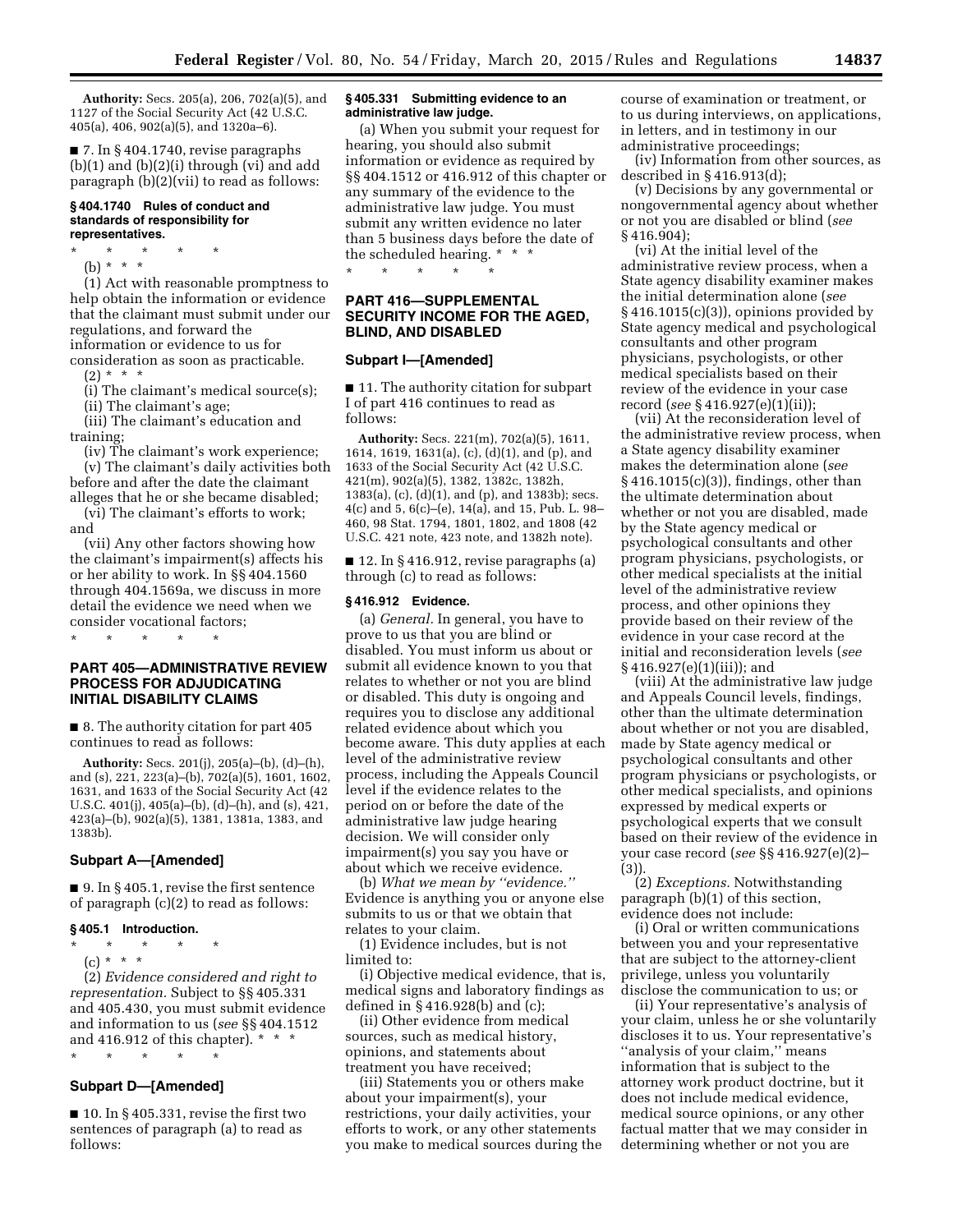**Authority:** Secs. 205(a), 206, 702(a)(5), and 1127 of the Social Security Act (42 U.S.C. 405(a), 406, 902(a)(5), and 1320a–6).

■ 7. In § 404.1740, revise paragraphs (b)(1) and (b)(2)(i) through (vi) and add paragraph (b)(2)(vii) to read as follows:

#### § 404.1740 Rules of conduct and standards of responsibility for representatives.

\* \* \* \* \*

(b) \* \* \*

(1) Act with reasonable promptness to help obtain the information or evidence that the claimant must submit under our regulations, and forward the information or evidence to us for consideration as soon as practicable.

(2) \* \* \*

(i) The claimant's medical source(s);

(ii) The claimant's age;

(iii) The claimant's education and training;

(iv) The claimant's work experience;

(v) The claimant's daily activities both before and after the date the claimant alleges that he or she became disabled;

(vi) The claimant's efforts to work; and

(vii) Any other factors showing how the claimant's impairment(s) affects his or her ability to work. In §§ 404.1560 through 404.1569a, we discuss in more detail the evidence we need when we consider vocational factors;

\* \* \* \* \*

## PART 405—ADMINISTRATIVE REVIEW PROCESS FOR ADJUDICATING INITIAL DISABILITY CLAIMS

■ 8. The authority citation for part 405 continues to read as follows:

**Authority:** Secs. 201(j), 205(a)–(b), (d)–(h), and (s), 221, 223(a)–(b), 702(a)(5), 1601, 1602, 1631, and 1633 of the Social Security Act (42 U.S.C. 401(j), 405(a)–(b), (d)–(h), and (s), 421, 423(a)–(b), 902(a)(5), 1381, 1381a, 1383, and 1383b).

### Subpart A—[Amended]

■ 9. In § 405.1, revise the first sentence of paragraph (c)(2) to read as follows:

#### § 405.1 Introduction.

\* \* \* \* \*

(c) \* \* \*

(2) *Evidence considered and right to representation.* Subject to §§ 405.331 and 405.430, you must submit evidence and information to us (*see* §§ 404.1512 and 416.912 of this chapter). \* \* \*

\* \* \* \* \*

### Subpart D—[Amended]

■ 10. In § 405.331, revise the first two sentences of paragraph (a) to read as follows:

#### § 405.331 Submitting evidence to an administrative law judge.

(a) When you submit your request for hearing, you should also submit information or evidence as required by §§ 404.1512 or 416.912 of this chapter or any summary of the evidence to the administrative law judge. You must submit any written evidence no later than 5 business days before the date of the scheduled hearing. \* \* \*

\* \* \* \* \*

## PART 416—SUPPLEMENTAL SECURITY INCOME FOR THE AGED, BLIND, AND DISABLED

### Subpart I—[Amended]

■ 11. The authority citation for subpart I of part 416 continues to read as follows:

**Authority:** Secs. 221(m), 702(a)(5), 1611, 1614, 1619, 1631(a), (c), (d)(1), and (p), and 1633 of the Social Security Act (42 U.S.C. 421(m), 902(a)(5), 1382, 1382c, 1382h, 1383(a), (c), (d)(1), and (p), and 1383b); secs. 4(c) and 5, 6(c)–(e), 14(a), and 15, Pub. L. 98–460, 98 Stat. 1794, 1801, 1802, and 1808 (42 U.S.C. 421 note, 423 note, and 1382h note).

■ 12. In § 416.912, revise paragraphs (a) through (c) to read as follows:

#### § 416.912 Evidence.

(a) *General.* In general, you have to prove to us that you are blind or disabled. You must inform us about or submit all evidence known to you that relates to whether or not you are blind or disabled. This duty is ongoing and requires you to disclose any additional related evidence about which you become aware. This duty applies at each level of the administrative review process, including the Appeals Council level if the evidence relates to the period on or before the date of the administrative law judge hearing decision. We will consider only impairment(s) you say you have or about which we receive evidence.

(b) *What we mean by "evidence."* Evidence is anything you or anyone else submits to us or that we obtain that relates to your claim.

(1) Evidence includes, but is not limited to:

(i) Objective medical evidence, that is, medical signs and laboratory findings as defined in § 416.928(b) and (c);

(ii) Other evidence from medical sources, such as medical history, opinions, and statements about treatment you have received;

(iii) Statements you or others make about your impairment(s), your restrictions, your daily activities, your efforts to work, or any other statements you make to medical sources during the course of examination or treatment, or to us during interviews, on applications, in letters, and in testimony in our administrative proceedings;

(iv) Information from other sources, as described in § 416.913(d);

(v) Decisions by any governmental or nongovernmental agency about whether or not you are disabled or blind (*see* § 416.904);

(vi) At the initial level of the administrative review process, when a State agency disability examiner makes the initial determination alone (*see* § 416.1015(c)(3)), opinions provided by State agency medical and psychological consultants and other program physicians, psychologists, or other medical specialists based on their review of the evidence in your case record (*see* § 416.927(e)(1)(ii));

(vii) At the reconsideration level of the administrative review process, when a State agency disability examiner makes the determination alone (*see* § 416.1015(c)(3)), findings, other than the ultimate determination about whether or not you are disabled, made by the State agency medical or psychological consultants and other program physicians, psychologists, or other medical specialists at the initial level of the administrative review process, and other opinions they provide based on their review of the evidence in your case record at the initial and reconsideration levels (*see* § 416.927(e)(1)(iii)); and

(viii) At the administrative law judge and Appeals Council levels, findings, other than the ultimate determination about whether or not you are disabled, made by State agency medical or psychological consultants and other program physicians or psychologists, or other medical specialists, and opinions expressed by medical experts or psychological experts that we consult based on their review of the evidence in your case record (*see* §§ 416.927(e)(2)–(3)).

(2) *Exceptions.* Notwithstanding paragraph (b)(1) of this section, evidence does not include:

(i) Oral or written communications between you and your representative that are subject to the attorney-client privilege, unless you voluntarily disclose the communication to us; or

(ii) Your representative's analysis of your claim, unless he or she voluntarily discloses it to us. Your representative's "analysis of your claim," means information that is subject to the attorney work product doctrine, but it does not include medical evidence, medical source opinions, or any other factual matter that we may consider in determining whether or not you are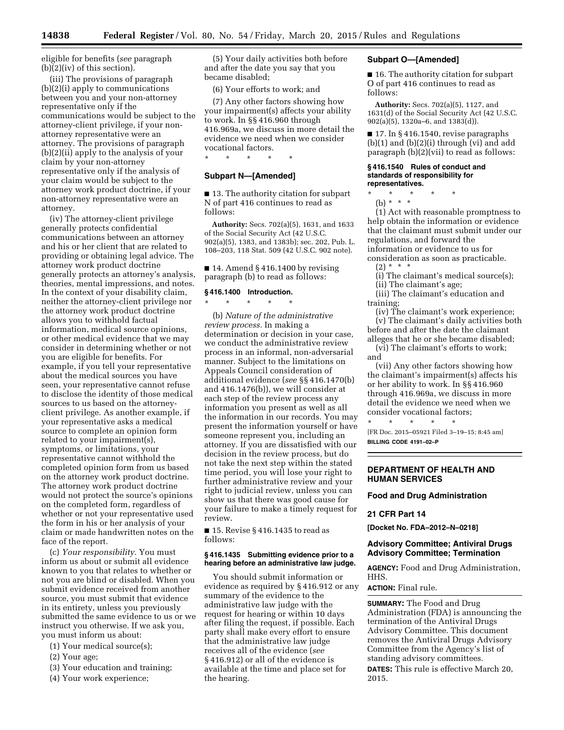eligible for benefits (*see* paragraph (b)(2)(iv) of this section).

(iii) The provisions of paragraph (b)(2)(i) apply to communications between you and your non-attorney representative only if the communications would be subject to the attorney-client privilege, if your non-attorney representative were an attorney. The provisions of paragraph (b)(2)(ii) apply to the analysis of your claim by your non-attorney representative only if the analysis of your claim would be subject to the attorney work product doctrine, if your non-attorney representative were an attorney.

(iv) The attorney-client privilege generally protects confidential communications between an attorney and his or her client that are related to providing or obtaining legal advice. The attorney work product doctrine generally protects an attorney's analysis, theories, mental impressions, and notes. In the context of your disability claim, neither the attorney-client privilege nor the attorney work product doctrine allows you to withhold factual information, medical source opinions, or other medical evidence that we may consider in determining whether or not you are eligible for benefits. For example, if you tell your representative about the medical sources you have seen, your representative cannot refuse to disclose the identity of those medical sources to us based on the attorney-client privilege. As another example, if your representative asks a medical source to complete an opinion form related to your impairment(s), symptoms, or limitations, your representative cannot withhold the completed opinion form from us based on the attorney work product doctrine. The attorney work product doctrine would not protect the source's opinions on the completed form, regardless of whether or not your representative used the form in his or her analysis of your claim or made handwritten notes on the face of the report.

(c) *Your responsibility.* You must inform us about or submit all evidence known to you that relates to whether or not you are blind or disabled. When you submit evidence received from another source, you must submit that evidence in its entirety, unless you previously submitted the same evidence to us or we instruct you otherwise. If we ask you, you must inform us about:

(1) Your medical source(s);

(2) Your age;

(3) Your education and training;

(4) Your work experience;

(5) Your daily activities both before and after the date you say that you became disabled;

(6) Your efforts to work; and

(7) Any other factors showing how your impairment(s) affects your ability to work. In §§ 416.960 through 416.969a, we discuss in more detail the evidence we need when we consider vocational factors.

\* \* \* \* \*

## Subpart N—[Amended]

■ 13. The authority citation for subpart N of part 416 continues to read as follows:

**Authority:** Secs. 702(a)(5), 1631, and 1633 of the Social Security Act (42 U.S.C. 902(a)(5), 1383, and 1383b); sec. 202, Pub. L. 108–203, 118 Stat. 509 (42 U.S.C. 902 note).

■ 14. Amend § 416.1400 by revising paragraph (b) to read as follows:

### § 416.1400 Introduction.

\* \* \* \* \*

(b) *Nature of the administrative review process.* In making a determination or decision in your case, we conduct the administrative review process in an informal, non-adversarial manner. Subject to the limitations on Appeals Council consideration of additional evidence (*see* §§ 416.1470(b) and 416.1476(b)), we will consider at each step of the review process any information you present as well as all the information in our records. You may present the information yourself or have someone represent you, including an attorney. If you are dissatisfied with our decision in the review process, but do not take the next step within the stated time period, you will lose your right to further administrative review and your right to judicial review, unless you can show us that there was good cause for your failure to make a timely request for review.

■ 15. Revise § 416.1435 to read as follows:

### § 416.1435 Submitting evidence prior to a hearing before an administrative law judge.

You should submit information or evidence as required by § 416.912 or any summary of the evidence to the administrative law judge with the request for hearing or within 10 days after filing the request, if possible. Each party shall make every effort to ensure that the administrative law judge receives all of the evidence (*see* § 416.912) or all of the evidence is available at the time and place set for the hearing.

## Subpart O—[Amended]

■ 16. The authority citation for subpart O of part 416 continues to read as follows:

**Authority:** Secs. 702(a)(5), 1127, and 1631(d) of the Social Security Act (42 U.S.C. 902(a)(5), 1320a–6, and 1383(d)).

■ 17. In § 416.1540, revise paragraphs (b)(1) and (b)(2)(i) through (vi) and add paragraph (b)(2)(vii) to read as follows:

### § 416.1540 Rules of conduct and standards of responsibility for representatives.

\* \* \* \* \*

(b) \* \* \*

(1) Act with reasonable promptness to help obtain the information or evidence that the claimant must submit under our regulations, and forward the information or evidence to us for consideration as soon as practicable.

(2) \* \* \*

(i) The claimant's medical source(s);

(ii) The claimant's age;

(iii) The claimant's education and training;

(iv) The claimant's work experience;

(v) The claimant's daily activities both before and after the date the claimant alleges that he or she became disabled;

(vi) The claimant's efforts to work; and

(vii) Any other factors showing how the claimant's impairment(s) affects his or her ability to work. In §§ 416.960 through 416.969a, we discuss in more detail the evidence we need when we consider vocational factors;

\* \* \* \* \*

[FR Doc. 2015–05921 Filed 3–19–15; 8:45 am]

**BILLING CODE 4191–02–P**

---

## DEPARTMENT OF HEALTH AND HUMAN SERVICES

### Food and Drug Administration

### 21 CFR Part 14

**[Docket No. FDA–2012–N–0218]**

## Advisory Committee; Antiviral Drugs Advisory Committee; Termination

**AGENCY:** Food and Drug Administration, HHS.

**ACTION:** Final rule.

**SUMMARY:** The Food and Drug Administration (FDA) is announcing the termination of the Antiviral Drugs Advisory Committee. This document removes the Antiviral Drugs Advisory Committee from the Agency's list of standing advisory committees.

**DATES:** This rule is effective March 20, 2015.